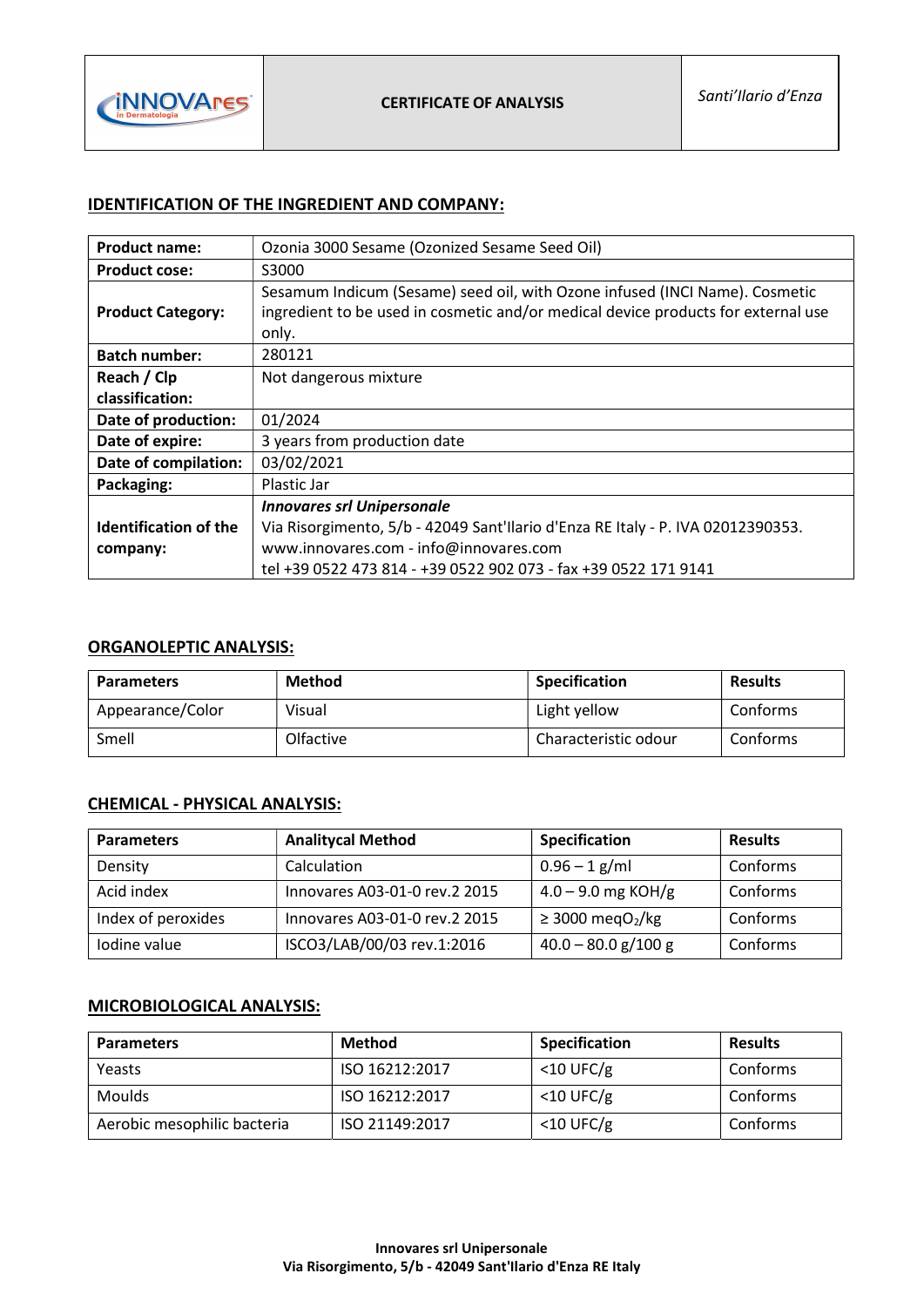| INNOVAres in Dermatologia | CERTIFICATE OF ANALYSIS | *Santi'Ilario d'Enza* |
|---|---|---|

## IDENTIFICATION OF THE INGREDIENT AND COMPANY:

| | |
|---|---|
| **Product name:** | Ozonia 3000 Sesame (Ozonized Sesame Seed Oil) |
| **Product cose:** | S3000 |
| **Product Category:** | Sesamum Indicum (Sesame) seed oil, with Ozone infused (INCI Name). Cosmetic ingredient to be used in cosmetic and/or medical device products for external use only. |
| **Batch number:** | 280121 |
| **Reach / Clp classification:** | Not dangerous mixture |
| **Date of production:** | 01/2024 |
| **Date of expire:** | 3 years from production date |
| **Date of compilation:** | 03/02/2021 |
| **Packaging:** | Plastic Jar |
| **Identification of the company:** | ***Innovares srl Unipersonale*** <br> Via Risorgimento, 5/b - 42049 Sant'Ilario d'Enza RE Italy - P. IVA 02012390353. <br> www.innovares.com - info@innovares.com <br> tel +39 0522 473 814 - +39 0522 902 073 - fax +39 0522 171 9141 |

## ORGANOLEPTIC ANALYSIS:

| Parameters | Method | Specification | Results |
|---|---|---|---|
| Appearance/Color | Visual | Light yellow | Conforms |
| Smell | Olfactive | Characteristic odour | Conforms |

## CHEMICAL - PHYSICAL ANALYSIS:

| Parameters | Analitycal Method | Specification | Results |
|---|---|---|---|
| Density | Calculation | 0.96 – 1 g/ml | Conforms |
| Acid index | Innovares A03-01-0 rev.2 2015 | 4.0 – 9.0 mg KOH/g | Conforms |
| Index of peroxides | Innovares A03-01-0 rev.2 2015 | ≥ 3000 meq$O_2$/kg | Conforms |
| Iodine value | ISCO3/LAB/00/03 rev.1:2016 | 40.0 – 80.0 g/100 g | Conforms |

## MICROBIOLOGICAL ANALYSIS:

| Parameters | Method | Specification | Results |
|---|---|---|---|
| Yeasts | ISO 16212:2017 | <10 UFC/g | Conforms |
| Moulds | ISO 16212:2017 | <10 UFC/g | Conforms |
| Aerobic mesophilic bacteria | ISO 21149:2017 | <10 UFC/g | Conforms |

**Innovares srl Unipersonale**
**Via Risorgimento, 5/b - 42049 Sant'Ilario d'Enza RE Italy**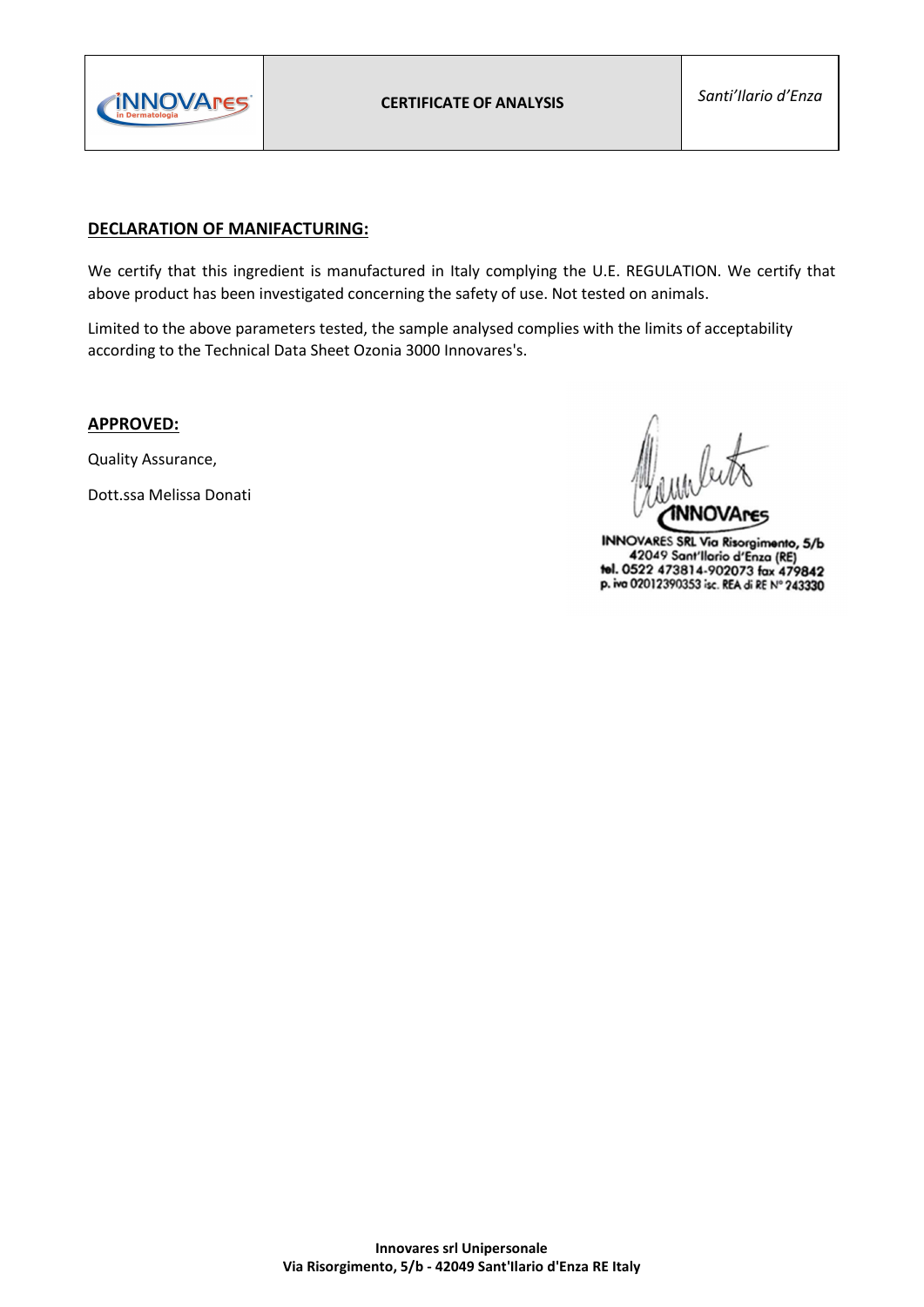**DECLARATION OF MANIFACTURING:**

We certify that this ingredient is manufactured in Italy complying the U.E. REGULATION. We certify that above product has been investigated concerning the safety of use. Not tested on animals.

Limited to the above parameters tested, the sample analysed complies with the limits of acceptability according to the Technical Data Sheet Ozonia 3000 Innovares's.

**APPROVED:**

Quality Assurance,

Dott.ssa Melissa Donati

INNOVARES

INNOVARES SRL Via Risorgimento, 5/b
42049 Sant'Ilario d'Enza (RE)
tel. 0522 473814-902073 fax 479842
p. iva 02012390353 isc. REA di RE N° 243330